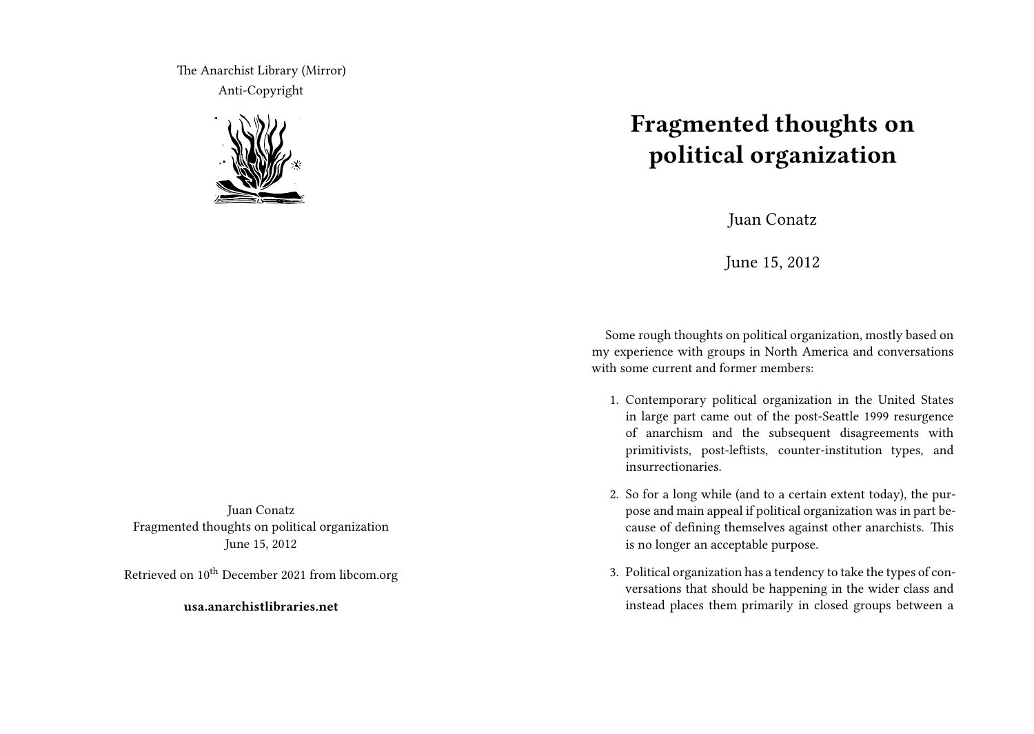The Anarchist Library (Mirror)
Anti-Copyright

Juan Conatz
Fragmented thoughts on political organization
June 15, 2012

Retrieved on 10th December 2021 from libcom.org

**usa.anarchistlibraries.net**

# Fragmented thoughts on political organization

Juan Conatz

June 15, 2012

Some rough thoughts on political organization, mostly based on my experience with groups in North America and conversations with some current and former members:

1. Contemporary political organization in the United States in large part came out of the post-Seattle 1999 resurgence of anarchism and the subsequent disagreements with primitivists, post-leftists, counter-institution types, and insurrectionaries.
2. So for a long while (and to a certain extent today), the purpose and main appeal if political organization was in part because of defining themselves against other anarchists. This is no longer an acceptable purpose.
3. Political organization has a tendency to take the types of conversations that should be happening in the wider class and instead places them primarily in closed groups between a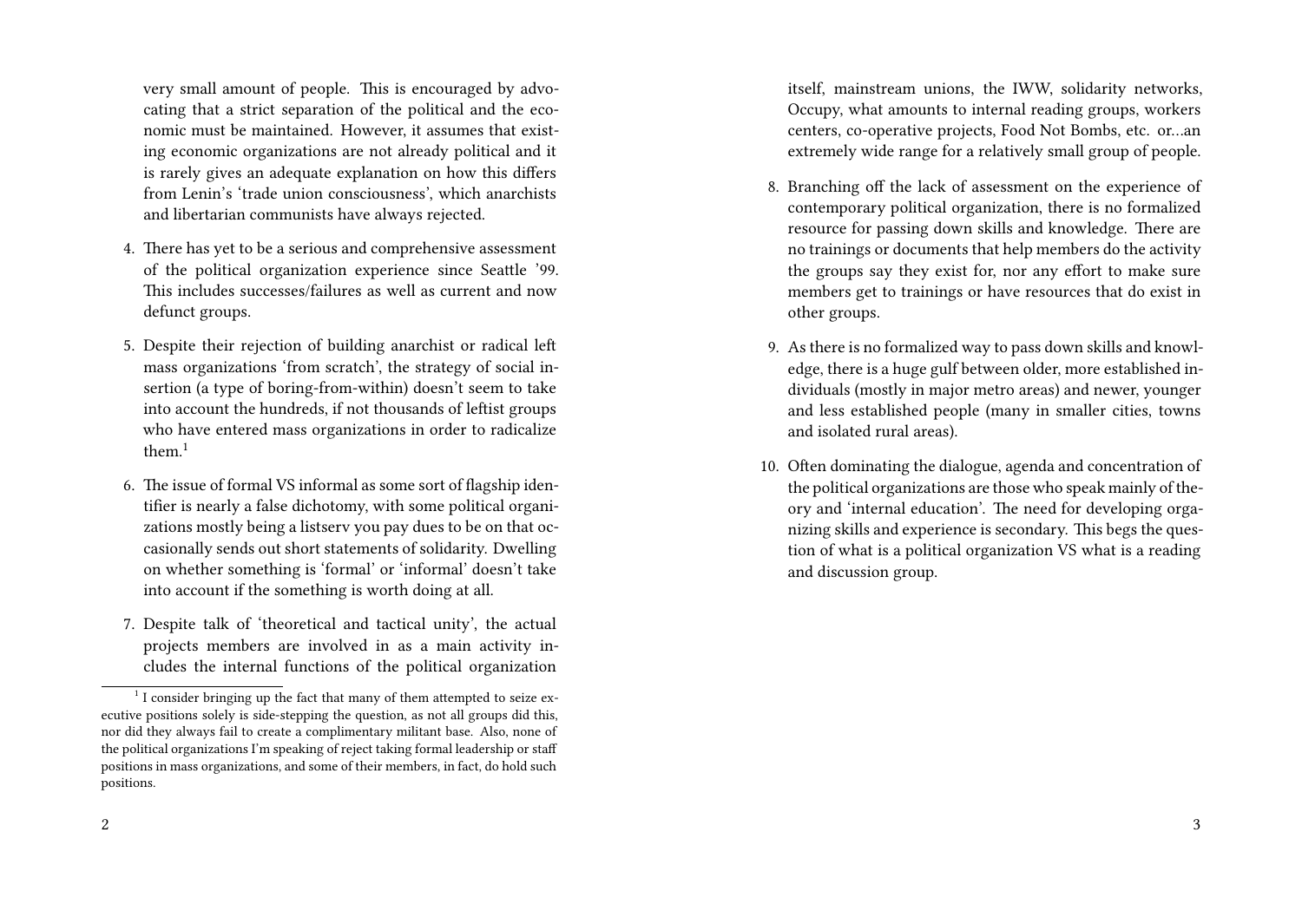very small amount of people. This is encouraged by advocating that a strict separation of the political and the economic must be maintained. However, it assumes that existing economic organizations are not already political and it is rarely gives an adequate explanation on how this differs from Lenin's 'trade union consciousness', which anarchists and libertarian communists have always rejected.

4. There has yet to be a serious and comprehensive assessment of the political organization experience since Seattle '99. This includes successes/failures as well as current and now defunct groups.

5. Despite their rejection of building anarchist or radical left mass organizations 'from scratch', the strategy of social insertion (a type of boring-from-within) doesn't seem to take into account the hundreds, if not thousands of leftist groups who have entered mass organizations in order to radicalize them.[1]

6. The issue of formal VS informal as some sort of flagship identifier is nearly a false dichotomy, with some political organizations mostly being a listserv you pay dues to be on that occasionally sends out short statements of solidarity. Dwelling on whether something is 'formal' or 'informal' doesn't take into account if the something is worth doing at all.

7. Despite talk of 'theoretical and tactical unity', the actual projects members are involved in as a main activity includes the internal functions of the political organization itself, mainstream unions, the IWW, solidarity networks, Occupy, what amounts to internal reading groups, workers centers, co-operative projects, Food Not Bombs, etc. or…an extremely wide range for a relatively small group of people.

8. Branching off the lack of assessment on the experience of contemporary political organization, there is no formalized resource for passing down skills and knowledge. There are no trainings or documents that help members do the activity the groups say they exist for, nor any effort to make sure members get to trainings or have resources that do exist in other groups.

9. As there is no formalized way to pass down skills and knowledge, there is a huge gulf between older, more established individuals (mostly in major metro areas) and newer, younger and less established people (many in smaller cities, towns and isolated rural areas).

10. Often dominating the dialogue, agenda and concentration of the political organizations are those who speak mainly of theory and 'internal education'. The need for developing organizing skills and experience is secondary. This begs the question of what is a political organization VS what is a reading and discussion group.

[1] I consider bringing up the fact that many of them attempted to seize executive positions solely is side-stepping the question, as not all groups did this, nor did they always fail to create a complimentary militant base. Also, none of the political organizations I'm speaking of reject taking formal leadership or staff positions in mass organizations, and some of their members, in fact, do hold such positions.